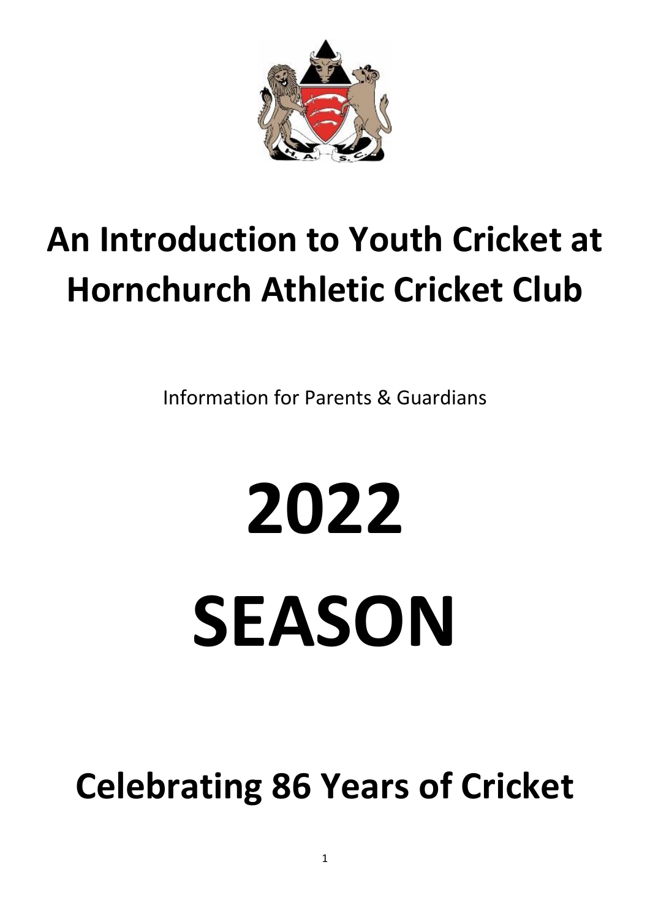# An Introduction to Youth Cricket at Hornchurch Athletic Cricket Club

Information for Parents & Guardians

# 2022

# SEASON

## Celebrating 86 Years of Cricket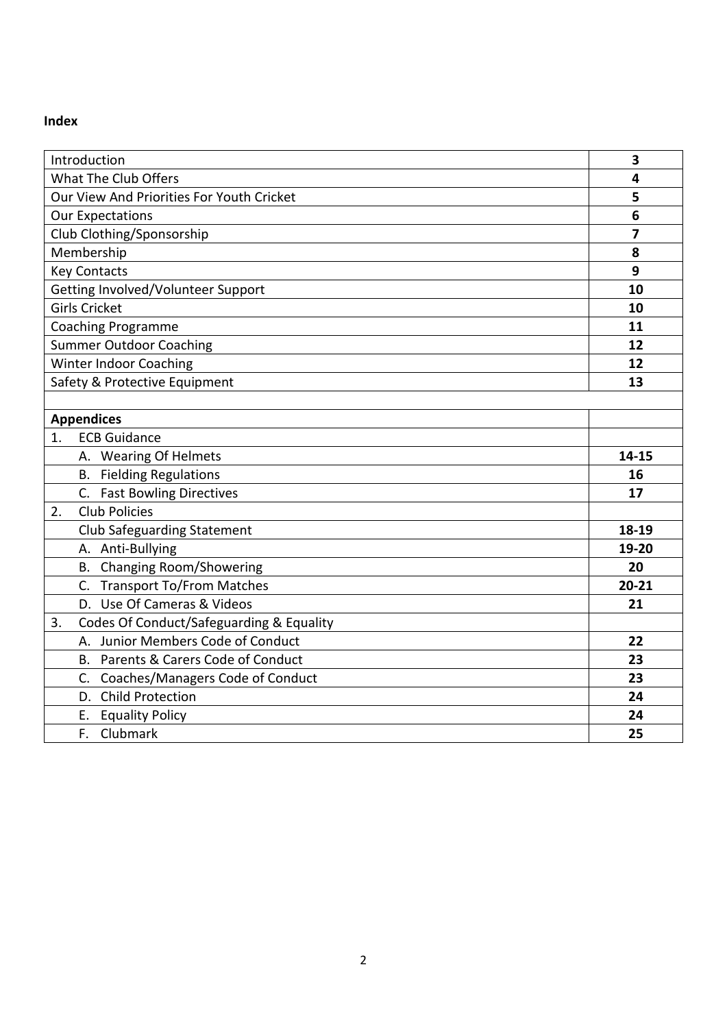**Index**

| | |
|---|---|
| Introduction | **3** |
| What The Club Offers | **4** |
| Our View And Priorities For Youth Cricket | **5** |
| Our Expectations | **6** |
| Club Clothing/Sponsorship | **7** |
| Membership | **8** |
| Key Contacts | **9** |
| Getting Involved/Volunteer Support | **10** |
| Girls Cricket | **10** |
| Coaching Programme | **11** |
| Summer Outdoor Coaching | **12** |
| Winter Indoor Coaching | **12** |
| Safety & Protective Equipment | **13** |
| | |
| **Appendices** | |
| 1. ECB Guidance | |
| A. Wearing Of Helmets | **14-15** |
| B. Fielding Regulations | **16** |
| C. Fast Bowling Directives | **17** |
| 2. Club Policies | |
| Club Safeguarding Statement | **18-19** |
| A. Anti-Bullying | **19-20** |
| B. Changing Room/Showering | **20** |
| C. Transport To/From Matches | **20-21** |
| D. Use Of Cameras & Videos | **21** |
| 3. Codes Of Conduct/Safeguarding & Equality | |
| A. Junior Members Code of Conduct | **22** |
| B. Parents & Carers Code of Conduct | **23** |
| C. Coaches/Managers Code of Conduct | **23** |
| D. Child Protection | **24** |
| E. Equality Policy | **24** |
| F. Clubmark | **25** |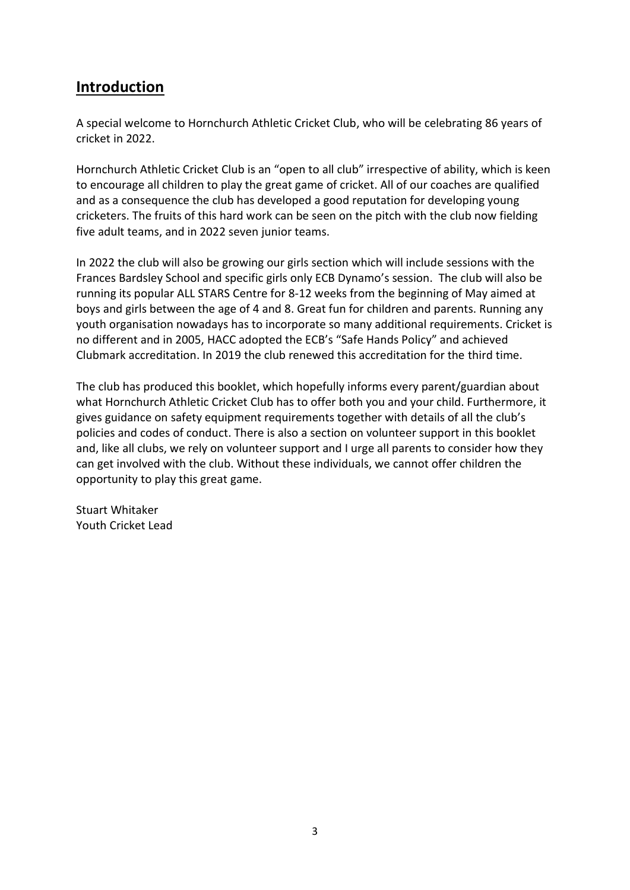## Introduction

A special welcome to Hornchurch Athletic Cricket Club, who will be celebrating 86 years of cricket in 2022.

Hornchurch Athletic Cricket Club is an "open to all club" irrespective of ability, which is keen to encourage all children to play the great game of cricket. All of our coaches are qualified and as a consequence the club has developed a good reputation for developing young cricketers. The fruits of this hard work can be seen on the pitch with the club now fielding five adult teams, and in 2022 seven junior teams.

In 2022 the club will also be growing our girls section which will include sessions with the Frances Bardsley School and specific girls only ECB Dynamo's session. The club will also be running its popular ALL STARS Centre for 8-12 weeks from the beginning of May aimed at boys and girls between the age of 4 and 8. Great fun for children and parents. Running any youth organisation nowadays has to incorporate so many additional requirements. Cricket is no different and in 2005, HACC adopted the ECB's "Safe Hands Policy" and achieved Clubmark accreditation. In 2019 the club renewed this accreditation for the third time.

The club has produced this booklet, which hopefully informs every parent/guardian about what Hornchurch Athletic Cricket Club has to offer both you and your child. Furthermore, it gives guidance on safety equipment requirements together with details of all the club's policies and codes of conduct. There is also a section on volunteer support in this booklet and, like all clubs, we rely on volunteer support and I urge all parents to consider how they can get involved with the club. Without these individuals, we cannot offer children the opportunity to play this great game.

Stuart Whitaker
Youth Cricket Lead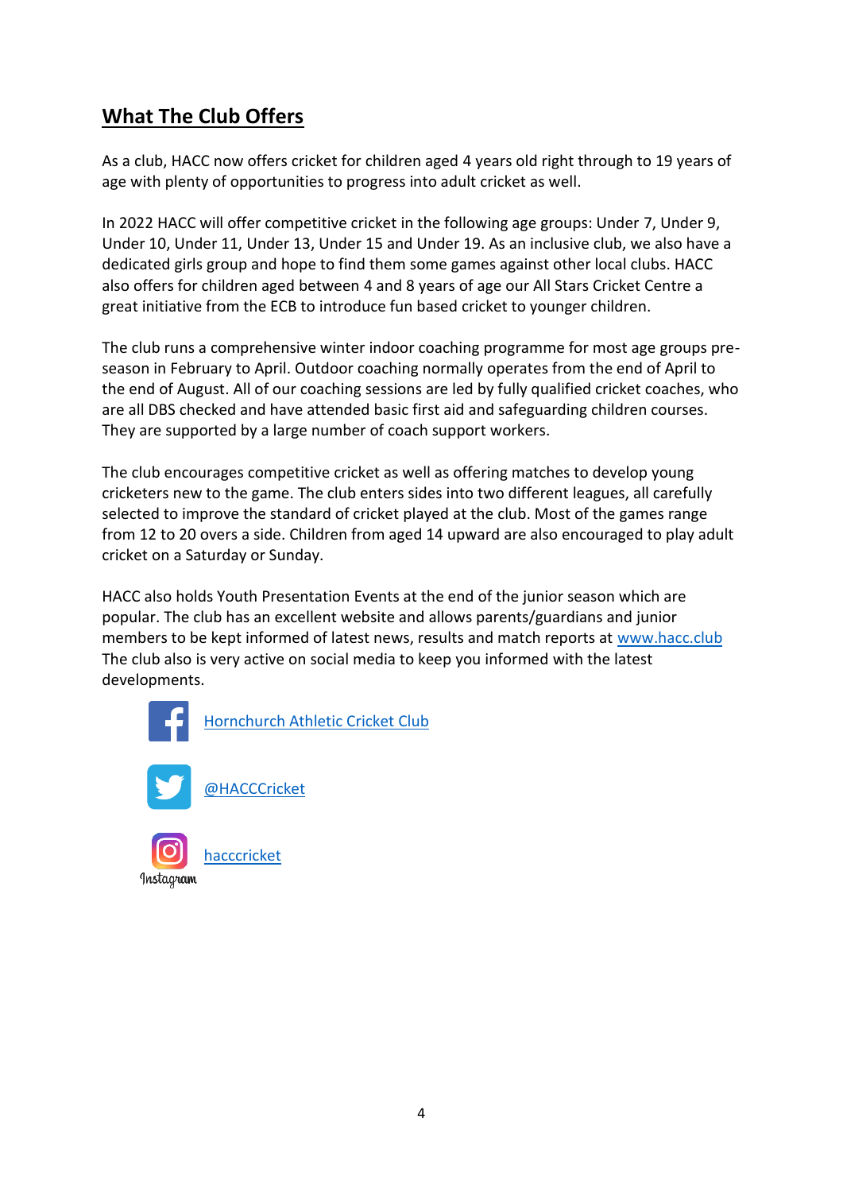## What The Club Offers

As a club, HACC now offers cricket for children aged 4 years old right through to 19 years of age with plenty of opportunities to progress into adult cricket as well.

In 2022 HACC will offer competitive cricket in the following age groups: Under 7, Under 9, Under 10, Under 11, Under 13, Under 15 and Under 19. As an inclusive club, we also have a dedicated girls group and hope to find them some games against other local clubs. HACC also offers for children aged between 4 and 8 years of age our All Stars Cricket Centre a great initiative from the ECB to introduce fun based cricket to younger children.

The club runs a comprehensive winter indoor coaching programme for most age groups pre-season in February to April. Outdoor coaching normally operates from the end of April to the end of August. All of our coaching sessions are led by fully qualified cricket coaches, who are all DBS checked and have attended basic first aid and safeguarding children courses. They are supported by a large number of coach support workers.

The club encourages competitive cricket as well as offering matches to develop young cricketers new to the game. The club enters sides into two different leagues, all carefully selected to improve the standard of cricket played at the club. Most of the games range from 12 to 20 overs a side. Children from aged 14 upward are also encouraged to play adult cricket on a Saturday or Sunday.

HACC also holds Youth Presentation Events at the end of the junior season which are popular. The club has an excellent website and allows parents/guardians and junior members to be kept informed of latest news, results and match reports at [www.hacc.club](www.hacc.club) The club also is very active on social media to keep you informed with the latest developments.

Facebook: Hornchurch Athletic Cricket Club

Twitter: @HACCCricket

Instagram: hacccricket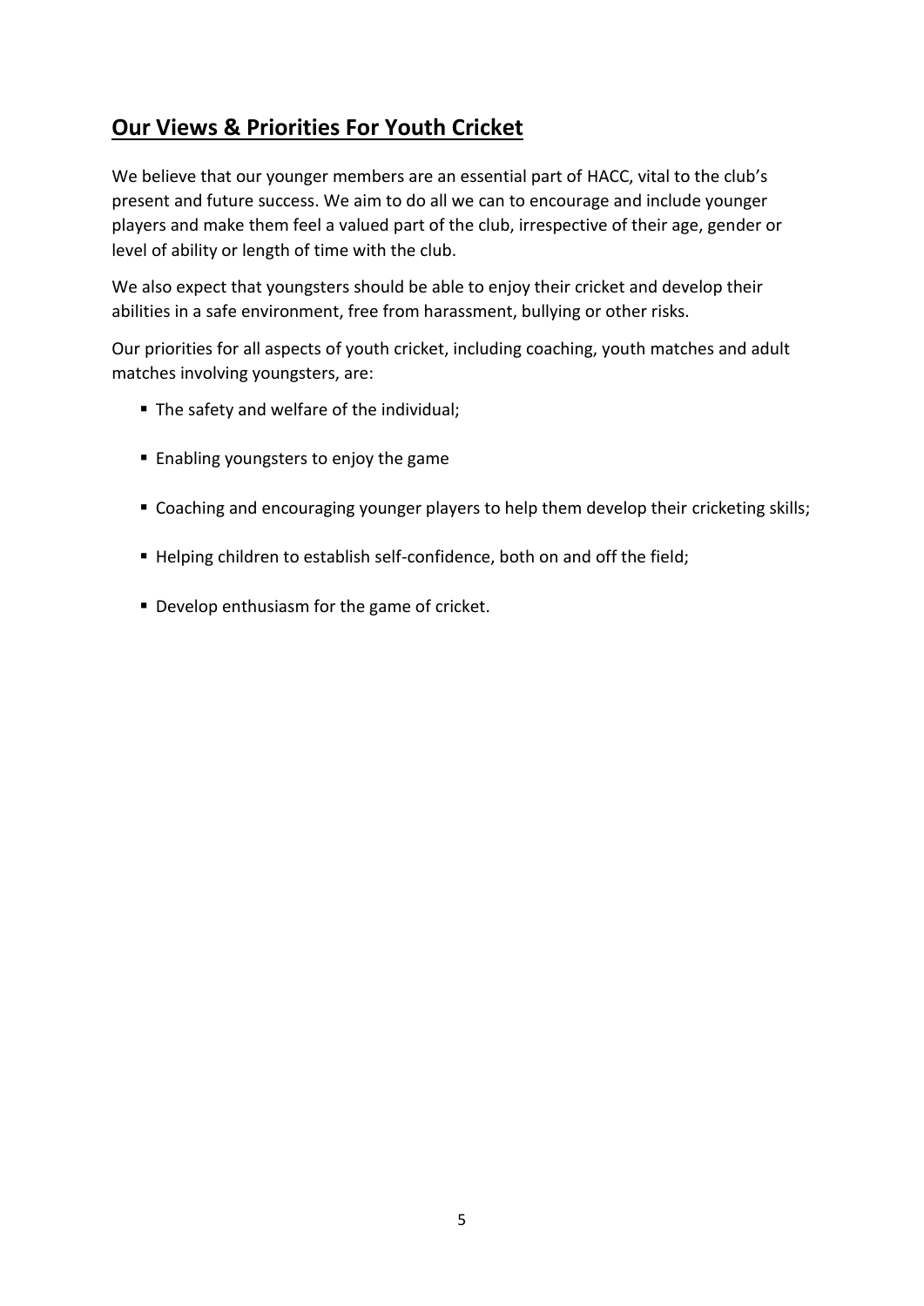## Our Views & Priorities For Youth Cricket

We believe that our younger members are an essential part of HACC, vital to the club's present and future success. We aim to do all we can to encourage and include younger players and make them feel a valued part of the club, irrespective of their age, gender or level of ability or length of time with the club.

We also expect that youngsters should be able to enjoy their cricket and develop their abilities in a safe environment, free from harassment, bullying or other risks.

Our priorities for all aspects of youth cricket, including coaching, youth matches and adult matches involving youngsters, are:

- The safety and welfare of the individual;
- Enabling youngsters to enjoy the game
- Coaching and encouraging younger players to help them develop their cricketing skills;
- Helping children to establish self-confidence, both on and off the field;
- Develop enthusiasm for the game of cricket.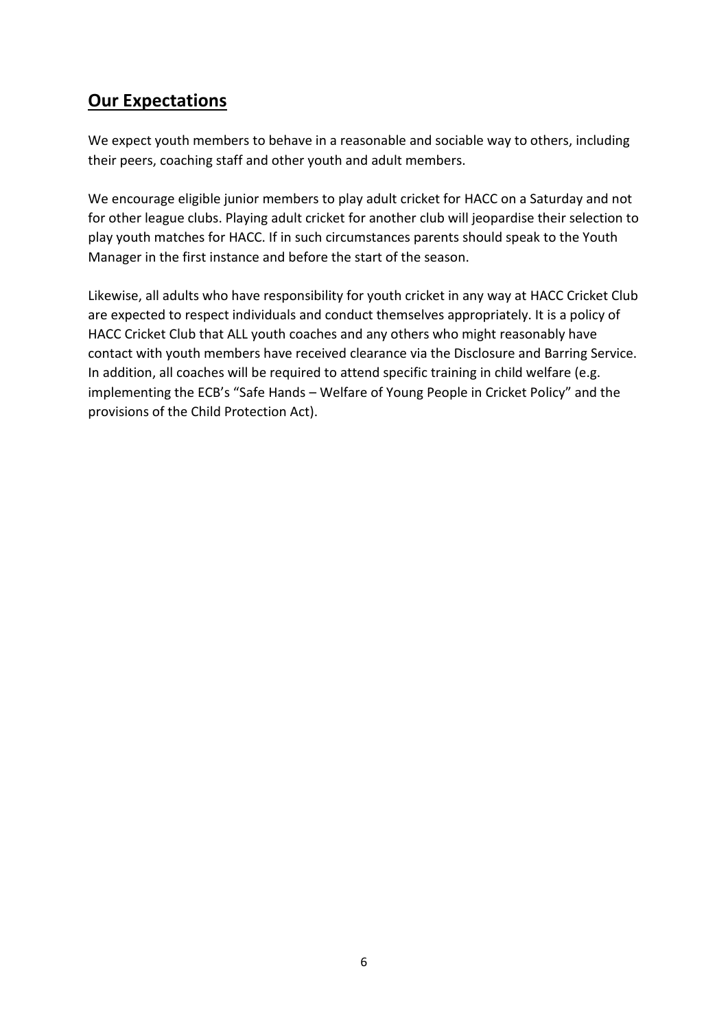## Our Expectations

We expect youth members to behave in a reasonable and sociable way to others, including their peers, coaching staff and other youth and adult members.

We encourage eligible junior members to play adult cricket for HACC on a Saturday and not for other league clubs. Playing adult cricket for another club will jeopardise their selection to play youth matches for HACC. If in such circumstances parents should speak to the Youth Manager in the first instance and before the start of the season.

Likewise, all adults who have responsibility for youth cricket in any way at HACC Cricket Club are expected to respect individuals and conduct themselves appropriately. It is a policy of HACC Cricket Club that ALL youth coaches and any others who might reasonably have contact with youth members have received clearance via the Disclosure and Barring Service. In addition, all coaches will be required to attend specific training in child welfare (e.g. implementing the ECB's "Safe Hands – Welfare of Young People in Cricket Policy" and the provisions of the Child Protection Act).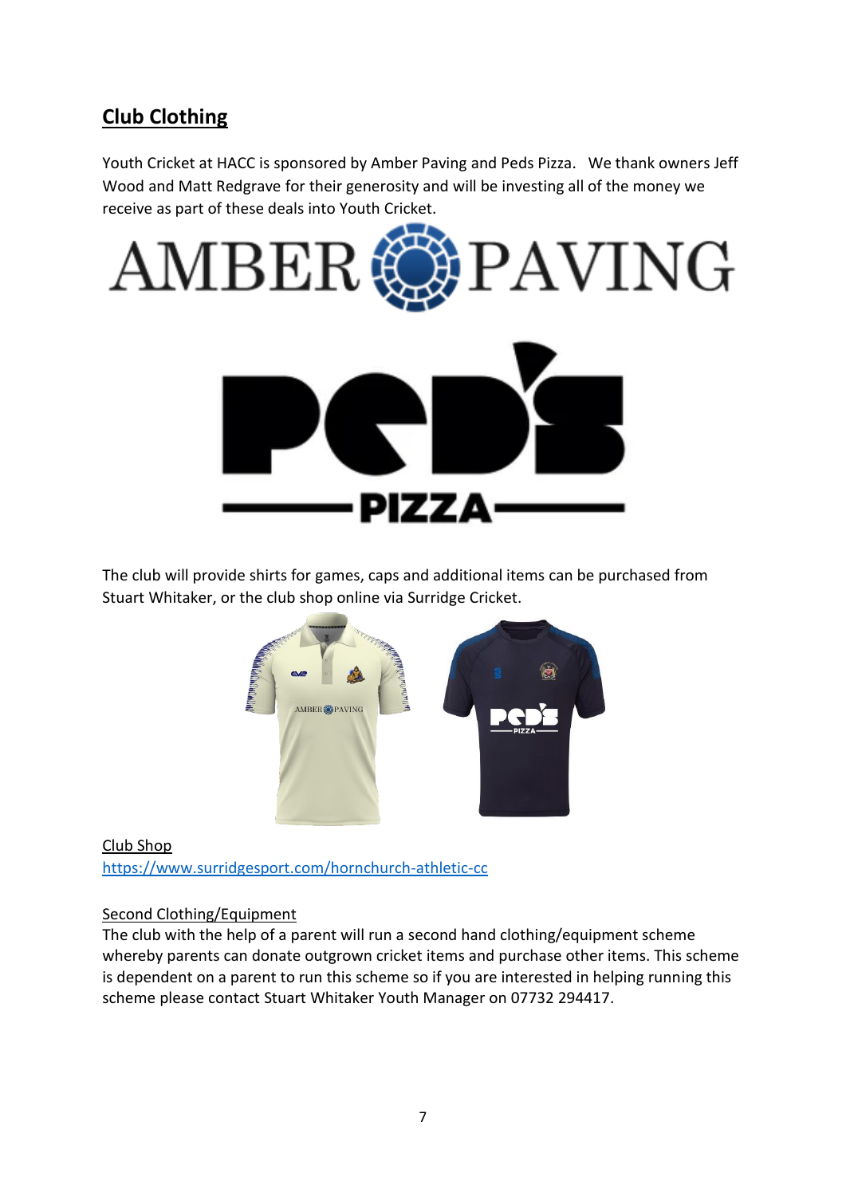## Club Clothing

Youth Cricket at HACC is sponsored by Amber Paving and Peds Pizza. We thank owners Jeff Wood and Matt Redgrave for their generosity and will be investing all of the money we receive as part of these deals into Youth Cricket.

The club will provide shirts for games, caps and additional items can be purchased from Stuart Whitaker, or the club shop online via Surridge Cricket.

Club Shop
https://www.surridgesport.com/hornchurch-athletic-cc

Second Clothing/Equipment
The club with the help of a parent will run a second hand clothing/equipment scheme whereby parents can donate outgrown cricket items and purchase other items. This scheme is dependent on a parent to run this scheme so if you are interested in helping running this scheme please contact Stuart Whitaker Youth Manager on 07732 294417.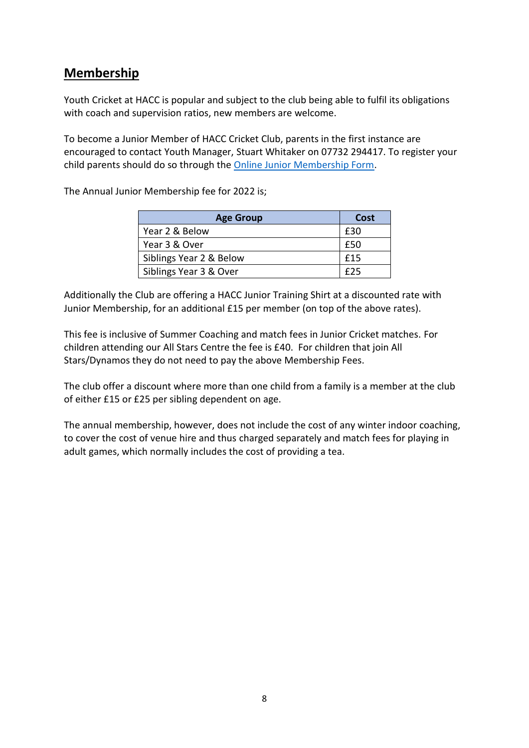## Membership

Youth Cricket at HACC is popular and subject to the club being able to fulfil its obligations with coach and supervision ratios, new members are welcome.

To become a Junior Member of HACC Cricket Club, parents in the first instance are encouraged to contact Youth Manager, Stuart Whitaker on 07732 294417. To register your child parents should do so through the Online Junior Membership Form.

The Annual Junior Membership fee for 2022 is;

| Age Group | Cost |
| --- | --- |
| Year 2 & Below | £30 |
| Year 3 & Over | £50 |
| Siblings Year 2 & Below | £15 |
| Siblings Year 3 & Over | £25 |

Additionally the Club are offering a HACC Junior Training Shirt at a discounted rate with Junior Membership, for an additional £15 per member (on top of the above rates).

This fee is inclusive of Summer Coaching and match fees in Junior Cricket matches. For children attending our All Stars Centre the fee is £40. For children that join All Stars/Dynamos they do not need to pay the above Membership Fees.

The club offer a discount where more than one child from a family is a member at the club of either £15 or £25 per sibling dependent on age.

The annual membership, however, does not include the cost of any winter indoor coaching, to cover the cost of venue hire and thus charged separately and match fees for playing in adult games, which normally includes the cost of providing a tea.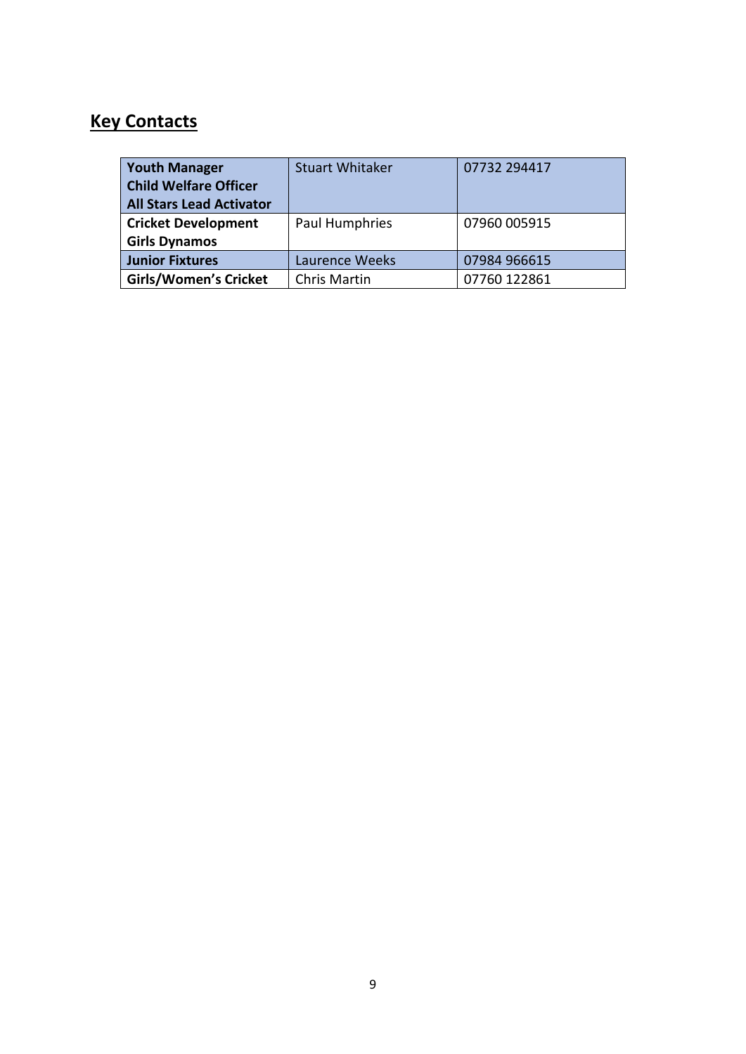## Key Contacts

| | | |
|---|---|---|
| **Youth Manager**<br>**Child Welfare Officer**<br>**All Stars Lead Activator** | Stuart Whitaker | 07732 294417 |
| **Cricket Development**<br>**Girls Dynamos** | Paul Humphries | 07960 005915 |
| **Junior Fixtures** | Laurence Weeks | 07984 966615 |
| **Girls/Women's Cricket** | Chris Martin | 07760 122861 |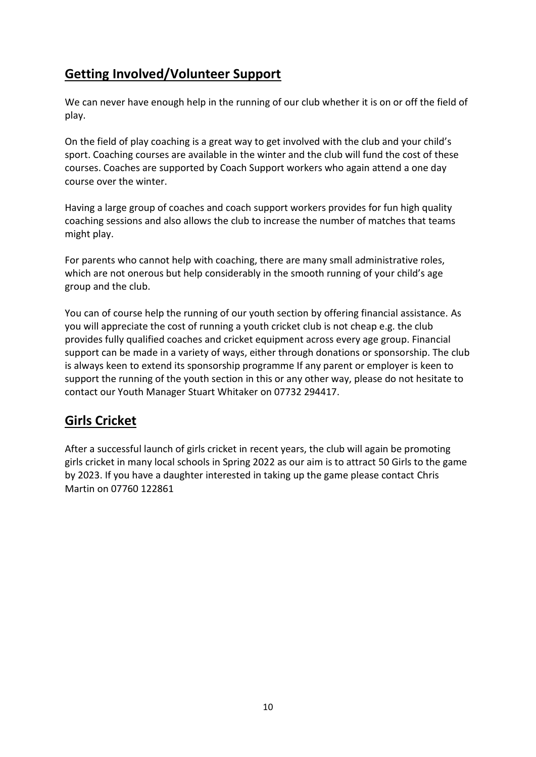## Getting Involved/Volunteer Support

We can never have enough help in the running of our club whether it is on or off the field of play.

On the field of play coaching is a great way to get involved with the club and your child's sport. Coaching courses are available in the winter and the club will fund the cost of these courses. Coaches are supported by Coach Support workers who again attend a one day course over the winter.

Having a large group of coaches and coach support workers provides for fun high quality coaching sessions and also allows the club to increase the number of matches that teams might play.

For parents who cannot help with coaching, there are many small administrative roles, which are not onerous but help considerably in the smooth running of your child's age group and the club.

You can of course help the running of our youth section by offering financial assistance. As you will appreciate the cost of running a youth cricket club is not cheap e.g. the club provides fully qualified coaches and cricket equipment across every age group. Financial support can be made in a variety of ways, either through donations or sponsorship. The club is always keen to extend its sponsorship programme If any parent or employer is keen to support the running of the youth section in this or any other way, please do not hesitate to contact our Youth Manager Stuart Whitaker on 07732 294417.

## Girls Cricket

After a successful launch of girls cricket in recent years, the club will again be promoting girls cricket in many local schools in Spring 2022 as our aim is to attract 50 Girls to the game by 2023. If you have a daughter interested in taking up the game please contact Chris Martin on 07760 122861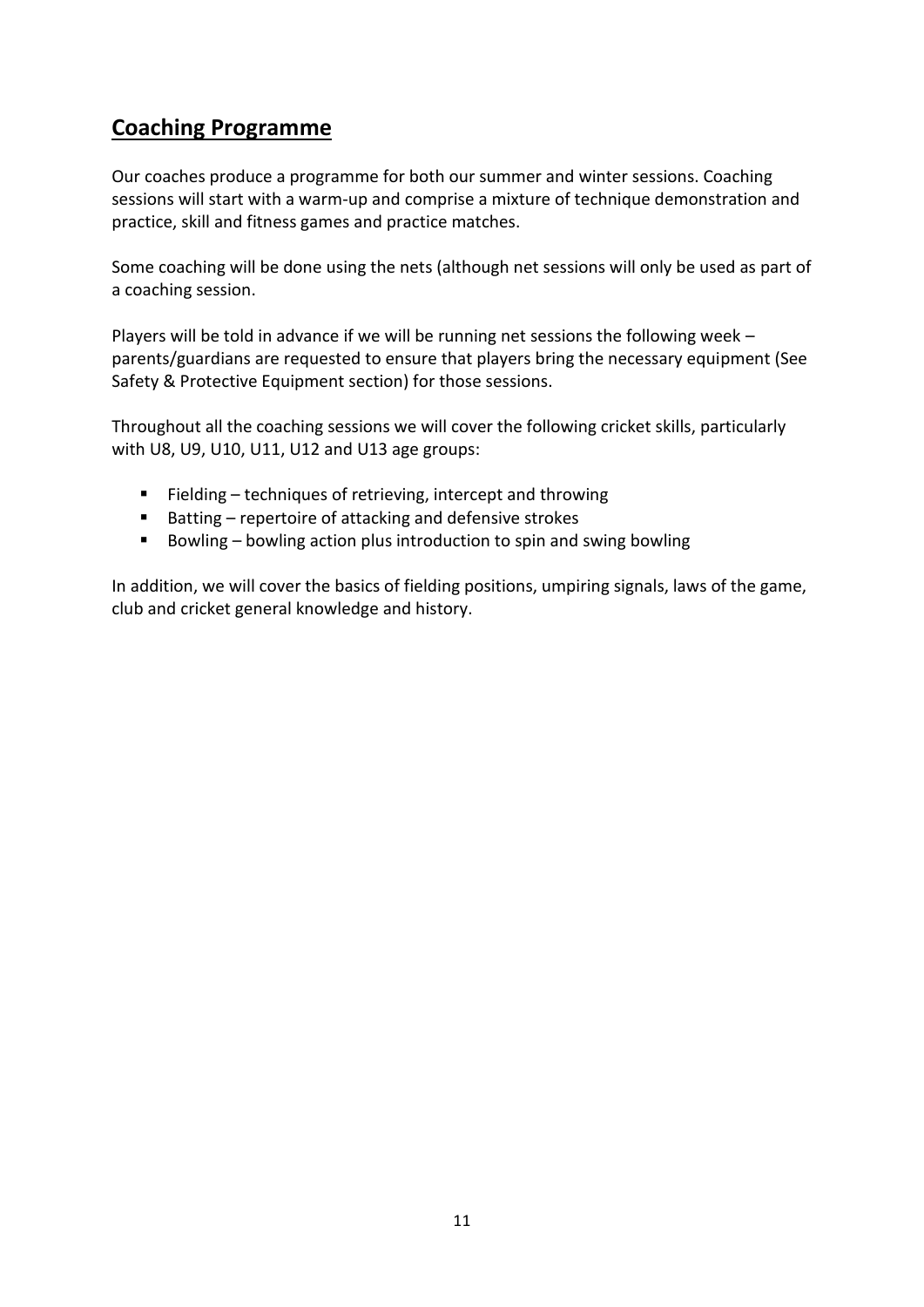## Coaching Programme

Our coaches produce a programme for both our summer and winter sessions. Coaching sessions will start with a warm-up and comprise a mixture of technique demonstration and practice, skill and fitness games and practice matches.

Some coaching will be done using the nets (although net sessions will only be used as part of a coaching session.

Players will be told in advance if we will be running net sessions the following week – parents/guardians are requested to ensure that players bring the necessary equipment (See Safety & Protective Equipment section) for those sessions.

Throughout all the coaching sessions we will cover the following cricket skills, particularly with U8, U9, U10, U11, U12 and U13 age groups:

- Fielding – techniques of retrieving, intercept and throwing
- Batting – repertoire of attacking and defensive strokes
- Bowling – bowling action plus introduction to spin and swing bowling

In addition, we will cover the basics of fielding positions, umpiring signals, laws of the game, club and cricket general knowledge and history.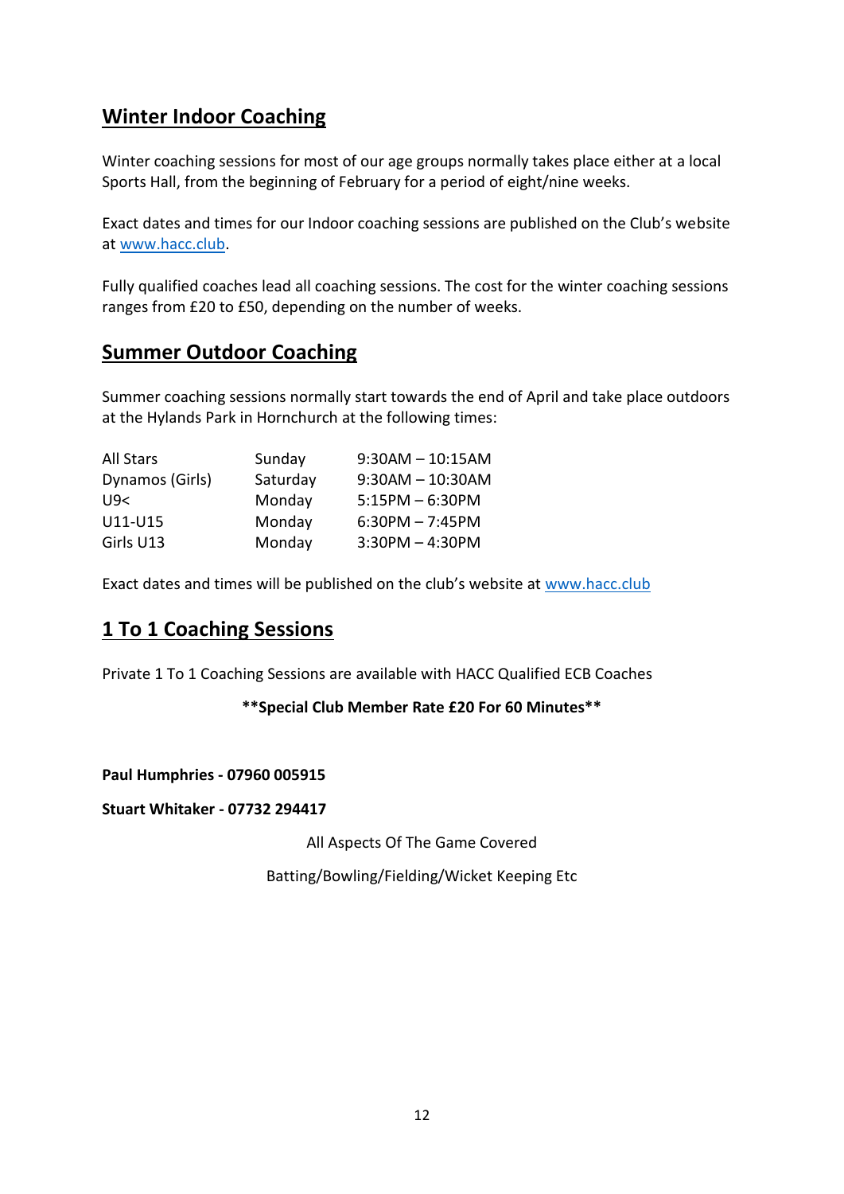## Winter Indoor Coaching

Winter coaching sessions for most of our age groups normally takes place either at a local Sports Hall, from the beginning of February for a period of eight/nine weeks.

Exact dates and times for our Indoor coaching sessions are published on the Club's website at www.hacc.club.

Fully qualified coaches lead all coaching sessions. The cost for the winter coaching sessions ranges from £20 to £50, depending on the number of weeks.

## Summer Outdoor Coaching

Summer coaching sessions normally start towards the end of April and take place outdoors at the Hylands Park in Hornchurch at the following times:

| | | |
|---|---|---|
| All Stars | Sunday | 9:30AM – 10:15AM |
| Dynamos (Girls) | Saturday | 9:30AM – 10:30AM |
| U9< | Monday | 5:15PM – 6:30PM |
| U11-U15 | Monday | 6:30PM – 7:45PM |
| Girls U13 | Monday | 3:30PM – 4:30PM |

Exact dates and times will be published on the club's website at www.hacc.club

## 1 To 1 Coaching Sessions

Private 1 To 1 Coaching Sessions are available with HACC Qualified ECB Coaches

**\*\*Special Club Member Rate £20 For 60 Minutes\*\***

**Paul Humphries - 07960 005915**

**Stuart Whitaker - 07732 294417**

All Aspects Of The Game Covered

Batting/Bowling/Fielding/Wicket Keeping Etc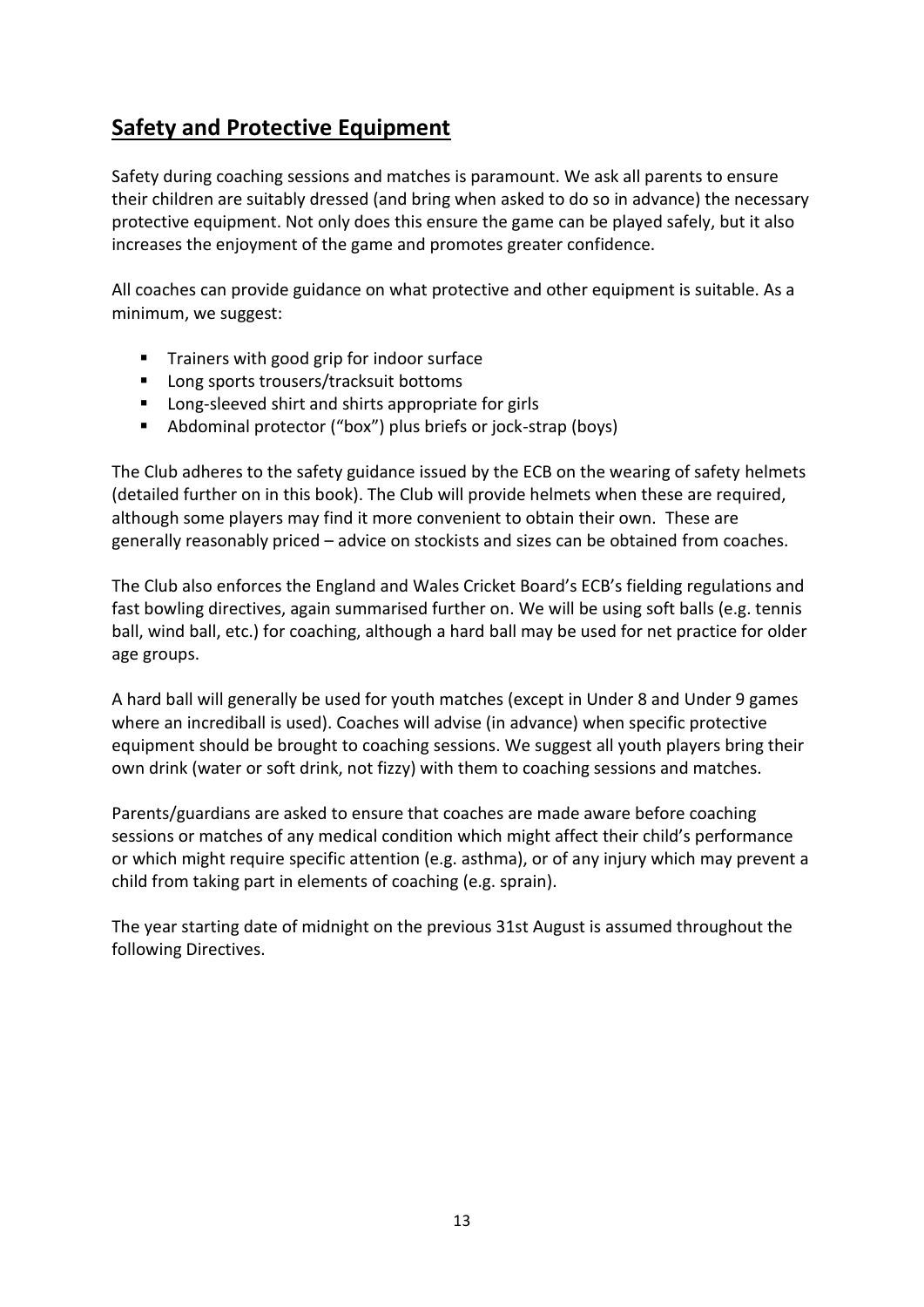## Safety and Protective Equipment

Safety during coaching sessions and matches is paramount. We ask all parents to ensure their children are suitably dressed (and bring when asked to do so in advance) the necessary protective equipment. Not only does this ensure the game can be played safely, but it also increases the enjoyment of the game and promotes greater confidence.

All coaches can provide guidance on what protective and other equipment is suitable. As a minimum, we suggest:

- Trainers with good grip for indoor surface
- Long sports trousers/tracksuit bottoms
- Long-sleeved shirt and shirts appropriate for girls
- Abdominal protector ("box") plus briefs or jock-strap (boys)

The Club adheres to the safety guidance issued by the ECB on the wearing of safety helmets (detailed further on in this book). The Club will provide helmets when these are required, although some players may find it more convenient to obtain their own. These are generally reasonably priced – advice on stockists and sizes can be obtained from coaches.

The Club also enforces the England and Wales Cricket Board's ECB's fielding regulations and fast bowling directives, again summarised further on. We will be using soft balls (e.g. tennis ball, wind ball, etc.) for coaching, although a hard ball may be used for net practice for older age groups.

A hard ball will generally be used for youth matches (except in Under 8 and Under 9 games where an incrediball is used). Coaches will advise (in advance) when specific protective equipment should be brought to coaching sessions. We suggest all youth players bring their own drink (water or soft drink, not fizzy) with them to coaching sessions and matches.

Parents/guardians are asked to ensure that coaches are made aware before coaching sessions or matches of any medical condition which might affect their child's performance or which might require specific attention (e.g. asthma), or of any injury which may prevent a child from taking part in elements of coaching (e.g. sprain).

The year starting date of midnight on the previous 31st August is assumed throughout the following Directives.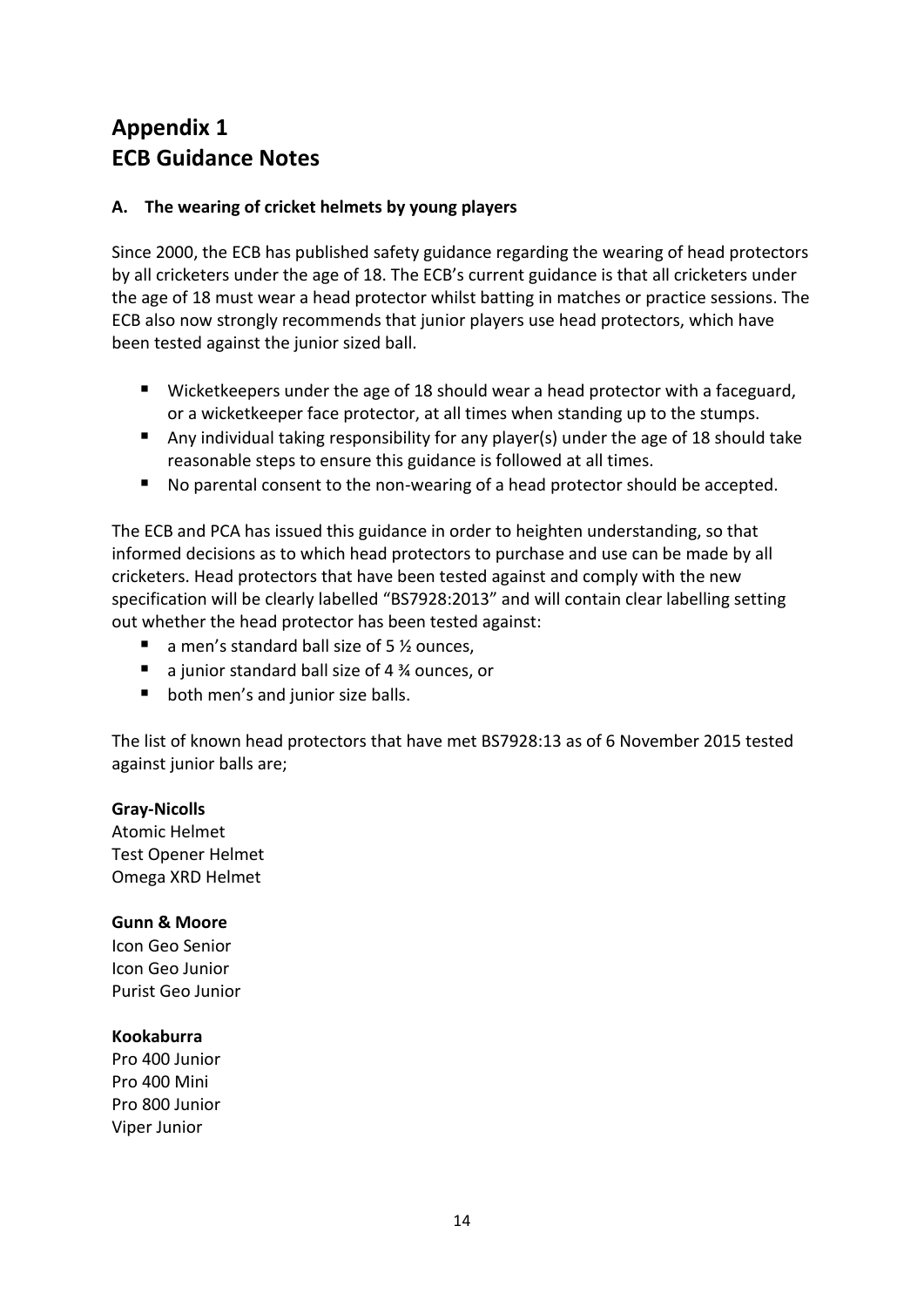# Appendix 1
# ECB Guidance Notes

### A. The wearing of cricket helmets by young players

Since 2000, the ECB has published safety guidance regarding the wearing of head protectors by all cricketers under the age of 18. The ECB's current guidance is that all cricketers under the age of 18 must wear a head protector whilst batting in matches or practice sessions. The ECB also now strongly recommends that junior players use head protectors, which have been tested against the junior sized ball.

- Wicketkeepers under the age of 18 should wear a head protector with a faceguard, or a wicketkeeper face protector, at all times when standing up to the stumps.
- Any individual taking responsibility for any player(s) under the age of 18 should take reasonable steps to ensure this guidance is followed at all times.
- No parental consent to the non-wearing of a head protector should be accepted.

The ECB and PCA has issued this guidance in order to heighten understanding, so that informed decisions as to which head protectors to purchase and use can be made by all cricketers. Head protectors that have been tested against and comply with the new specification will be clearly labelled "BS7928:2013" and will contain clear labelling setting out whether the head protector has been tested against:

- a men's standard ball size of 5 ½ ounces,
- a junior standard ball size of 4 ¾ ounces, or
- both men's and junior size balls.

The list of known head protectors that have met BS7928:13 as of 6 November 2015 tested against junior balls are;

**Gray-Nicolls**
Atomic Helmet
Test Opener Helmet
Omega XRD Helmet

**Gunn & Moore**
Icon Geo Senior
Icon Geo Junior
Purist Geo Junior

**Kookaburra**
Pro 400 Junior
Pro 400 Mini
Pro 800 Junior
Viper Junior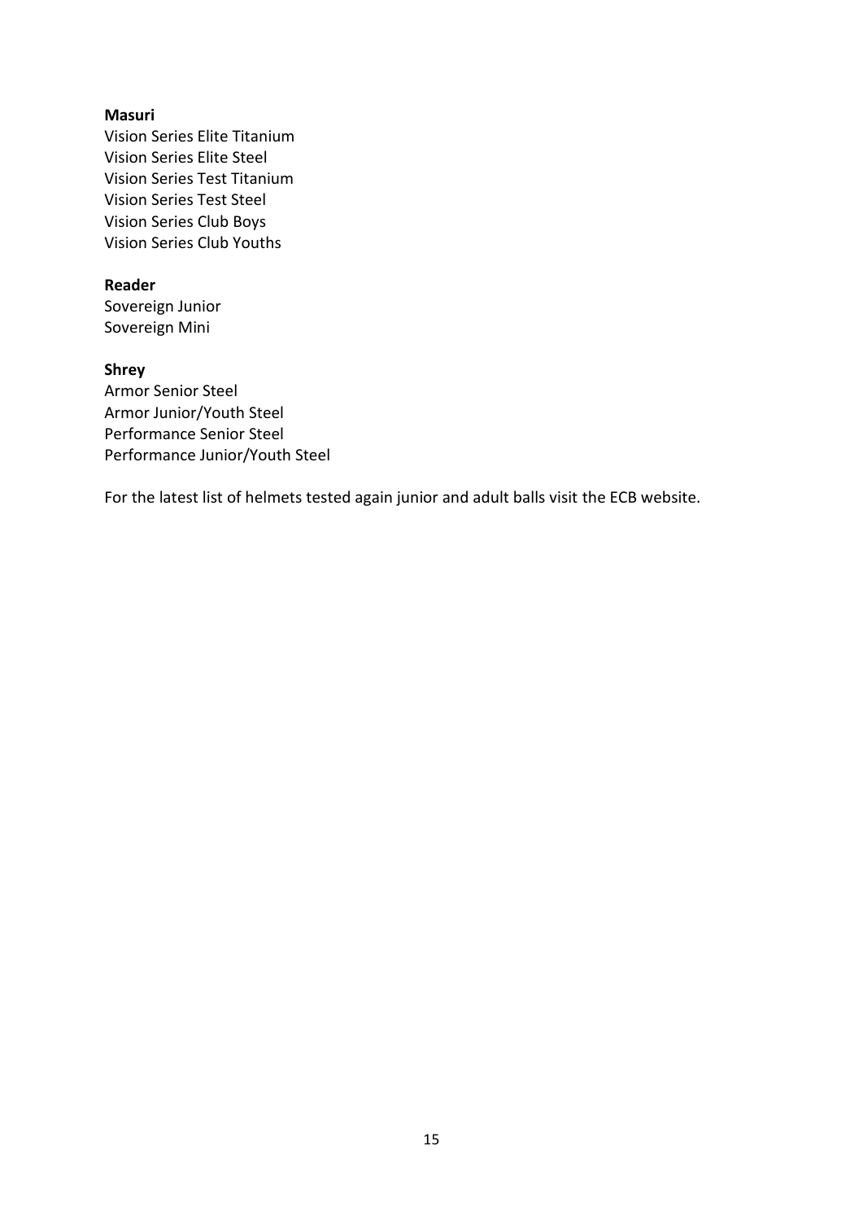**Masuri**
Vision Series Elite Titanium
Vision Series Elite Steel
Vision Series Test Titanium
Vision Series Test Steel
Vision Series Club Boys
Vision Series Club Youths

**Reader**
Sovereign Junior
Sovereign Mini

**Shrey**
Armor Senior Steel
Armor Junior/Youth Steel
Performance Senior Steel
Performance Junior/Youth Steel

For the latest list of helmets tested again junior and adult balls visit the ECB website.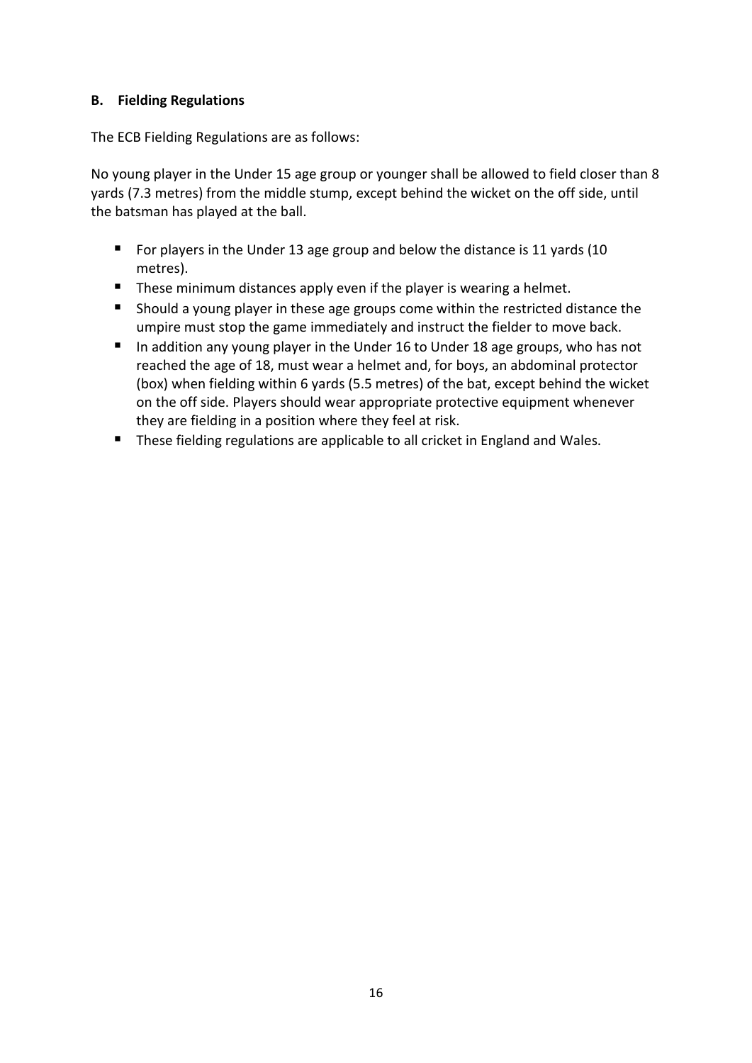## B. Fielding Regulations

The ECB Fielding Regulations are as follows:

No young player in the Under 15 age group or younger shall be allowed to field closer than 8 yards (7.3 metres) from the middle stump, except behind the wicket on the off side, until the batsman has played at the ball.

- For players in the Under 13 age group and below the distance is 11 yards (10 metres).
- These minimum distances apply even if the player is wearing a helmet.
- Should a young player in these age groups come within the restricted distance the umpire must stop the game immediately and instruct the fielder to move back.
- In addition any young player in the Under 16 to Under 18 age groups, who has not reached the age of 18, must wear a helmet and, for boys, an abdominal protector (box) when fielding within 6 yards (5.5 metres) of the bat, except behind the wicket on the off side. Players should wear appropriate protective equipment whenever they are fielding in a position where they feel at risk.
- These fielding regulations are applicable to all cricket in England and Wales.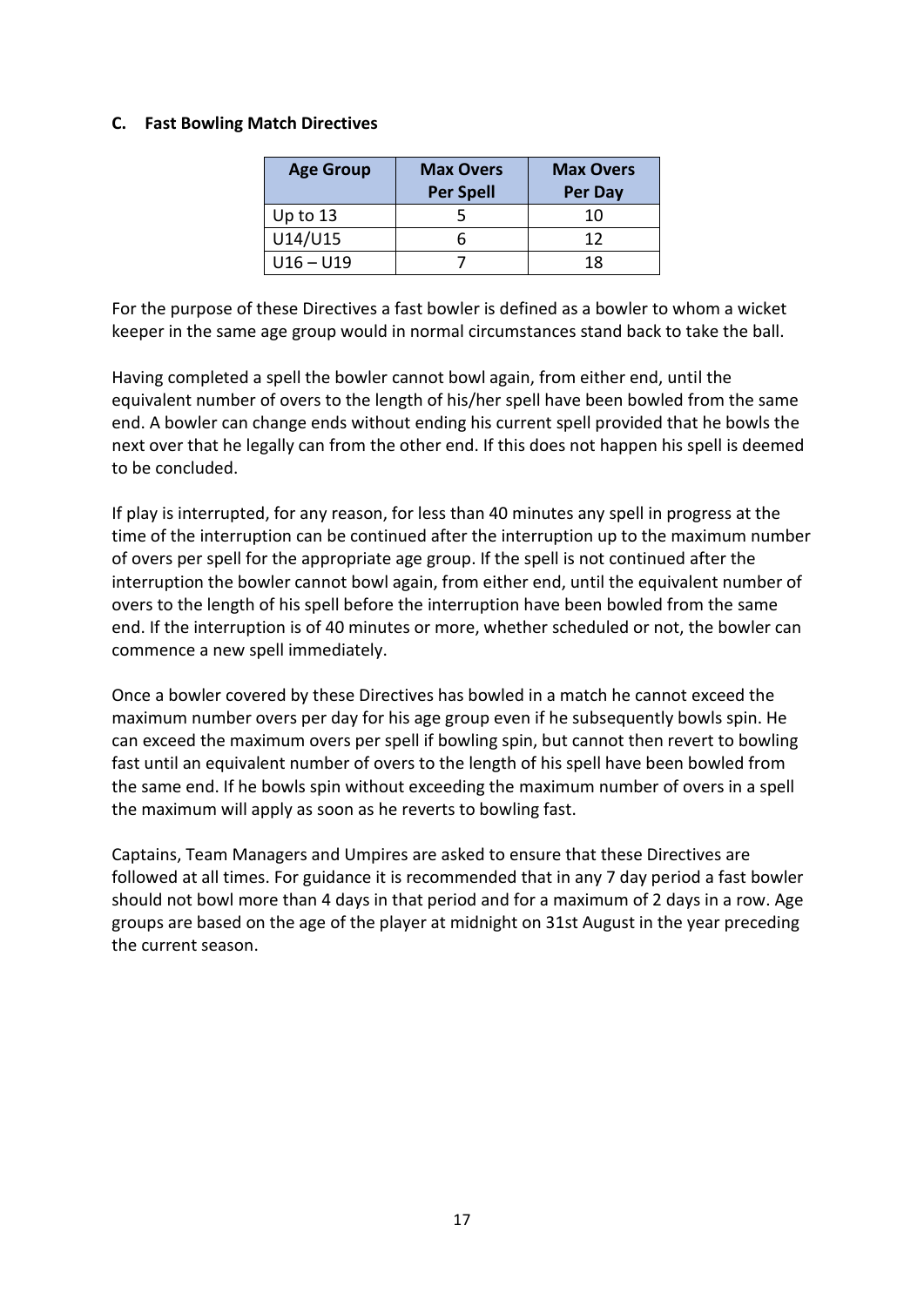### C. Fast Bowling Match Directives

| Age Group | Max Overs Per Spell | Max Overs Per Day |
|---|---|---|
| Up to 13 | 5 | 10 |
| U14/U15 | 6 | 12 |
| U16 – U19 | 7 | 18 |

For the purpose of these Directives a fast bowler is defined as a bowler to whom a wicket keeper in the same age group would in normal circumstances stand back to take the ball.

Having completed a spell the bowler cannot bowl again, from either end, until the equivalent number of overs to the length of his/her spell have been bowled from the same end. A bowler can change ends without ending his current spell provided that he bowls the next over that he legally can from the other end. If this does not happen his spell is deemed to be concluded.

If play is interrupted, for any reason, for less than 40 minutes any spell in progress at the time of the interruption can be continued after the interruption up to the maximum number of overs per spell for the appropriate age group. If the spell is not continued after the interruption the bowler cannot bowl again, from either end, until the equivalent number of overs to the length of his spell before the interruption have been bowled from the same end. If the interruption is of 40 minutes or more, whether scheduled or not, the bowler can commence a new spell immediately.

Once a bowler covered by these Directives has bowled in a match he cannot exceed the maximum number overs per day for his age group even if he subsequently bowls spin. He can exceed the maximum overs per spell if bowling spin, but cannot then revert to bowling fast until an equivalent number of overs to the length of his spell have been bowled from the same end. If he bowls spin without exceeding the maximum number of overs in a spell the maximum will apply as soon as he reverts to bowling fast.

Captains, Team Managers and Umpires are asked to ensure that these Directives are followed at all times. For guidance it is recommended that in any 7 day period a fast bowler should not bowl more than 4 days in that period and for a maximum of 2 days in a row. Age groups are based on the age of the player at midnight on 31st August in the year preceding the current season.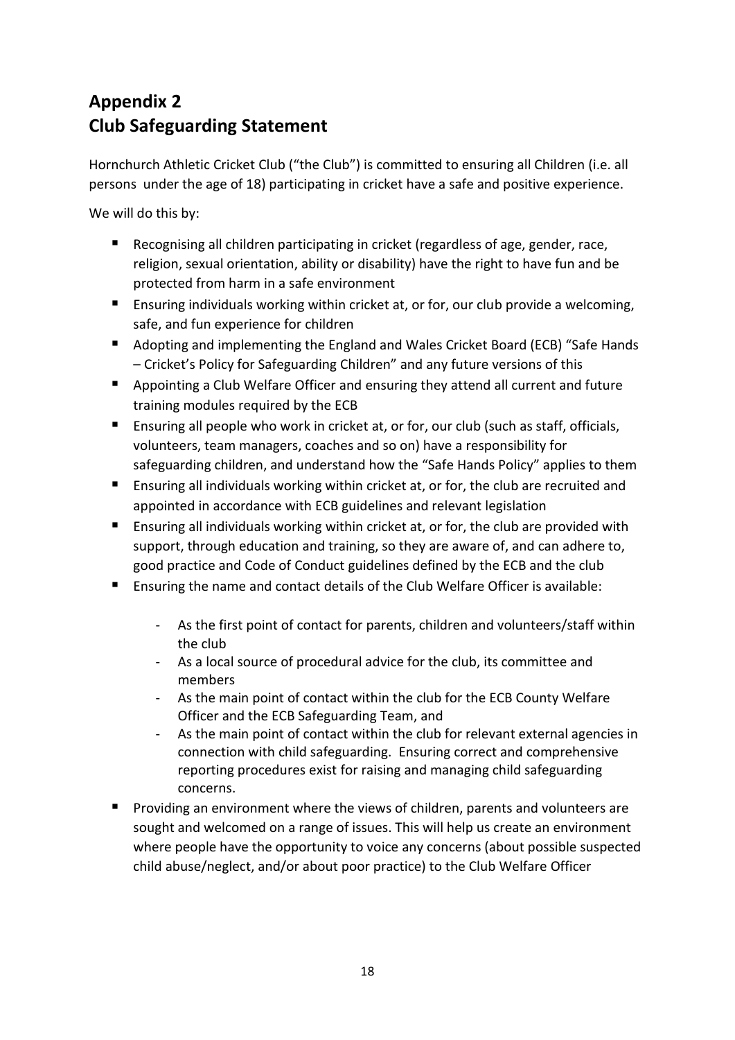# Appendix 2
# Club Safeguarding Statement

Hornchurch Athletic Cricket Club ("the Club") is committed to ensuring all Children (i.e. all persons under the age of 18) participating in cricket have a safe and positive experience.

We will do this by:

- Recognising all children participating in cricket (regardless of age, gender, race, religion, sexual orientation, ability or disability) have the right to have fun and be protected from harm in a safe environment
- Ensuring individuals working within cricket at, or for, our club provide a welcoming, safe, and fun experience for children
- Adopting and implementing the England and Wales Cricket Board (ECB) "Safe Hands – Cricket's Policy for Safeguarding Children" and any future versions of this
- Appointing a Club Welfare Officer and ensuring they attend all current and future training modules required by the ECB
- Ensuring all people who work in cricket at, or for, our club (such as staff, officials, volunteers, team managers, coaches and so on) have a responsibility for safeguarding children, and understand how the "Safe Hands Policy" applies to them
- Ensuring all individuals working within cricket at, or for, the club are recruited and appointed in accordance with ECB guidelines and relevant legislation
- Ensuring all individuals working within cricket at, or for, the club are provided with support, through education and training, so they are aware of, and can adhere to, good practice and Code of Conduct guidelines defined by the ECB and the club
- Ensuring the name and contact details of the Club Welfare Officer is available:
  - As the first point of contact for parents, children and volunteers/staff within the club
  - As a local source of procedural advice for the club, its committee and members
  - As the main point of contact within the club for the ECB County Welfare Officer and the ECB Safeguarding Team, and
  - As the main point of contact within the club for relevant external agencies in connection with child safeguarding. Ensuring correct and comprehensive reporting procedures exist for raising and managing child safeguarding concerns.
- Providing an environment where the views of children, parents and volunteers are sought and welcomed on a range of issues. This will help us create an environment where people have the opportunity to voice any concerns (about possible suspected child abuse/neglect, and/or about poor practice) to the Club Welfare Officer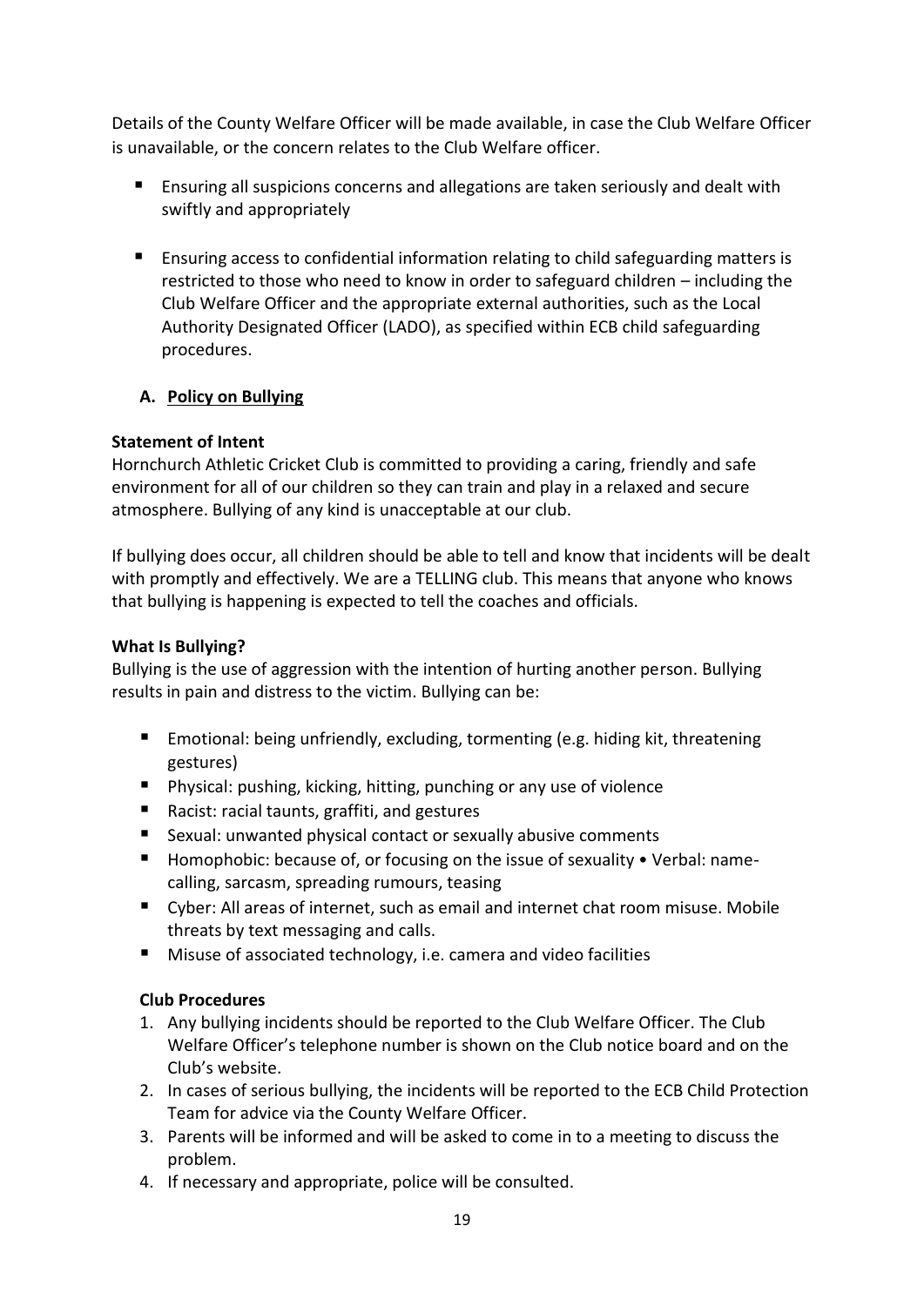Details of the County Welfare Officer will be made available, in case the Club Welfare Officer is unavailable, or the concern relates to the Club Welfare officer.

- Ensuring all suspicions concerns and allegations are taken seriously and dealt with swiftly and appropriately
- Ensuring access to confidential information relating to child safeguarding matters is restricted to those who need to know in order to safeguard children – including the Club Welfare Officer and the appropriate external authorities, such as the Local Authority Designated Officer (LADO), as specified within ECB child safeguarding procedures.

## A. Policy on Bullying

**Statement of Intent**

Hornchurch Athletic Cricket Club is committed to providing a caring, friendly and safe environment for all of our children so they can train and play in a relaxed and secure atmosphere. Bullying of any kind is unacceptable at our club.

If bullying does occur, all children should be able to tell and know that incidents will be dealt with promptly and effectively. We are a TELLING club. This means that anyone who knows that bullying is happening is expected to tell the coaches and officials.

**What Is Bullying?**

Bullying is the use of aggression with the intention of hurting another person. Bullying results in pain and distress to the victim. Bullying can be:

- Emotional: being unfriendly, excluding, tormenting (e.g. hiding kit, threatening gestures)
- Physical: pushing, kicking, hitting, punching or any use of violence
- Racist: racial taunts, graffiti, and gestures
- Sexual: unwanted physical contact or sexually abusive comments
- Homophobic: because of, or focusing on the issue of sexuality • Verbal: name-calling, sarcasm, spreading rumours, teasing
- Cyber: All areas of internet, such as email and internet chat room misuse. Mobile threats by text messaging and calls.
- Misuse of associated technology, i.e. camera and video facilities

**Club Procedures**

1. Any bullying incidents should be reported to the Club Welfare Officer. The Club Welfare Officer's telephone number is shown on the Club notice board and on the Club's website.
2. In cases of serious bullying, the incidents will be reported to the ECB Child Protection Team for advice via the County Welfare Officer.
3. Parents will be informed and will be asked to come in to a meeting to discuss the problem.
4. If necessary and appropriate, police will be consulted.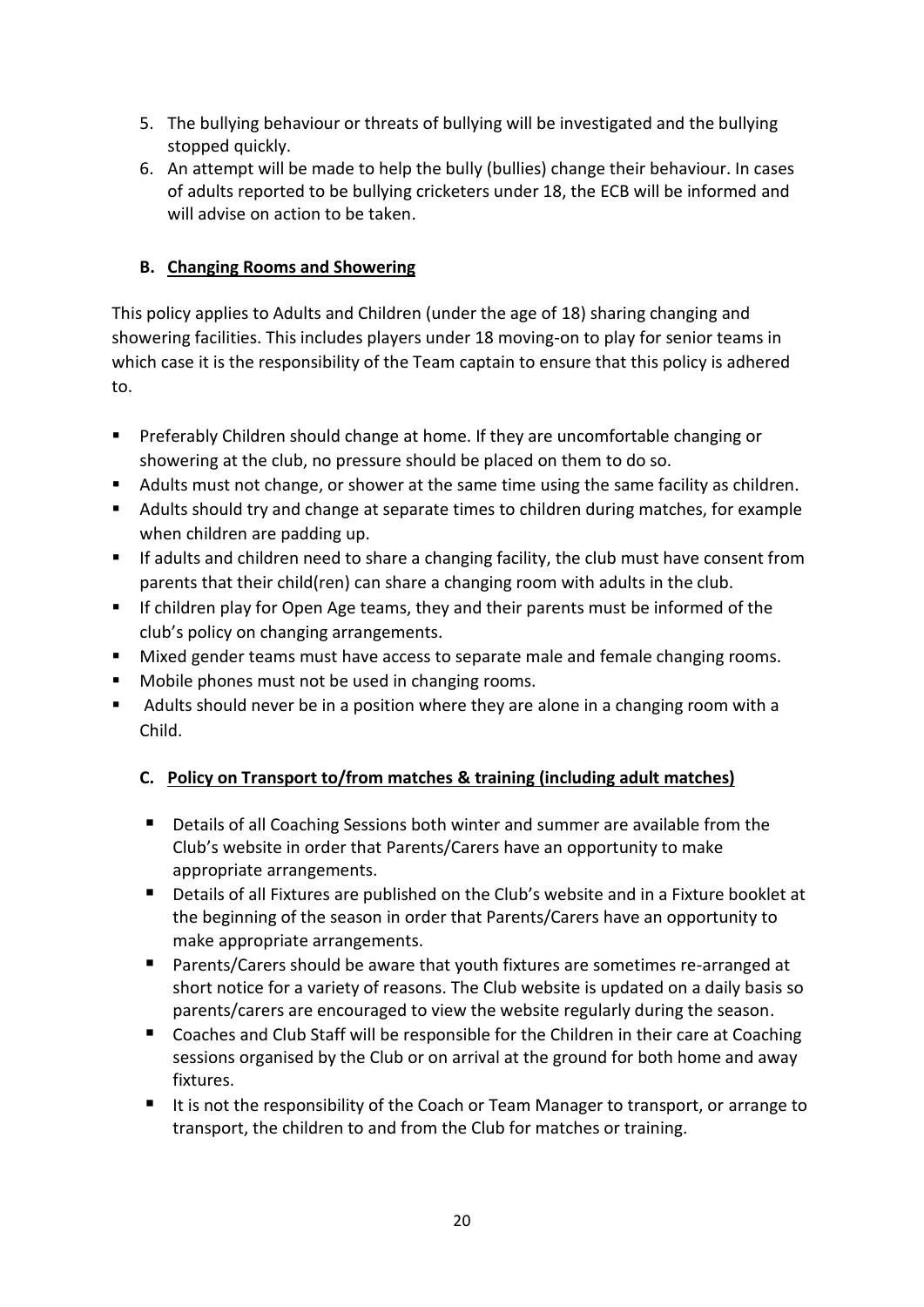5. The bullying behaviour or threats of bullying will be investigated and the bullying stopped quickly.
6. An attempt will be made to help the bully (bullies) change their behaviour. In cases of adults reported to be bullying cricketers under 18, the ECB will be informed and will advise on action to be taken.

### B. Changing Rooms and Showering

This policy applies to Adults and Children (under the age of 18) sharing changing and showering facilities. This includes players under 18 moving-on to play for senior teams in which case it is the responsibility of the Team captain to ensure that this policy is adhered to.

- Preferably Children should change at home. If they are uncomfortable changing or showering at the club, no pressure should be placed on them to do so.
- Adults must not change, or shower at the same time using the same facility as children.
- Adults should try and change at separate times to children during matches, for example when children are padding up.
- If adults and children need to share a changing facility, the club must have consent from parents that their child(ren) can share a changing room with adults in the club.
- If children play for Open Age teams, they and their parents must be informed of the club's policy on changing arrangements.
- Mixed gender teams must have access to separate male and female changing rooms.
- Mobile phones must not be used in changing rooms.
- Adults should never be in a position where they are alone in a changing room with a Child.

### C. Policy on Transport to/from matches & training (including adult matches)

- Details of all Coaching Sessions both winter and summer are available from the Club's website in order that Parents/Carers have an opportunity to make appropriate arrangements.
- Details of all Fixtures are published on the Club's website and in a Fixture booklet at the beginning of the season in order that Parents/Carers have an opportunity to make appropriate arrangements.
- Parents/Carers should be aware that youth fixtures are sometimes re-arranged at short notice for a variety of reasons. The Club website is updated on a daily basis so parents/carers are encouraged to view the website regularly during the season.
- Coaches and Club Staff will be responsible for the Children in their care at Coaching sessions organised by the Club or on arrival at the ground for both home and away fixtures.
- It is not the responsibility of the Coach or Team Manager to transport, or arrange to transport, the children to and from the Club for matches or training.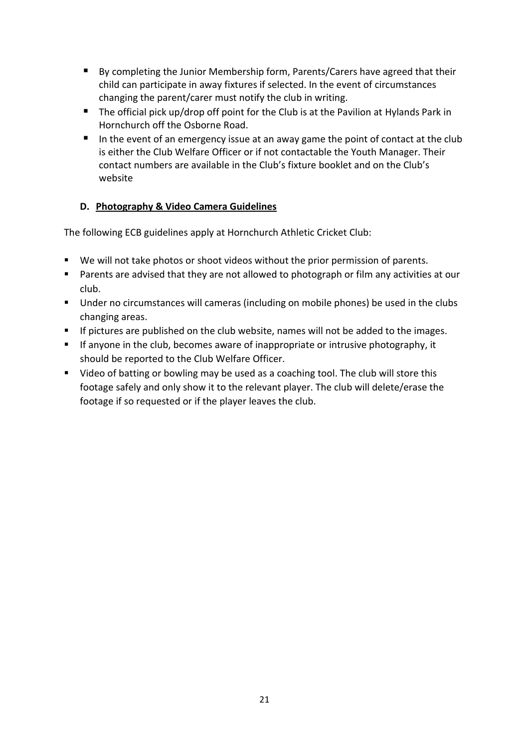- By completing the Junior Membership form, Parents/Carers have agreed that their child can participate in away fixtures if selected. In the event of circumstances changing the parent/carer must notify the club in writing.
- The official pick up/drop off point for the Club is at the Pavilion at Hylands Park in Hornchurch off the Osborne Road.
- In the event of an emergency issue at an away game the point of contact at the club is either the Club Welfare Officer or if not contactable the Youth Manager. Their contact numbers are available in the Club's fixture booklet and on the Club's website

### D. <u>Photography & Video Camera Guidelines</u>

The following ECB guidelines apply at Hornchurch Athletic Cricket Club:

- We will not take photos or shoot videos without the prior permission of parents.
- Parents are advised that they are not allowed to photograph or film any activities at our club.
- Under no circumstances will cameras (including on mobile phones) be used in the clubs changing areas.
- If pictures are published on the club website, names will not be added to the images.
- If anyone in the club, becomes aware of inappropriate or intrusive photography, it should be reported to the Club Welfare Officer.
- Video of batting or bowling may be used as a coaching tool. The club will store this footage safely and only show it to the relevant player. The club will delete/erase the footage if so requested or if the player leaves the club.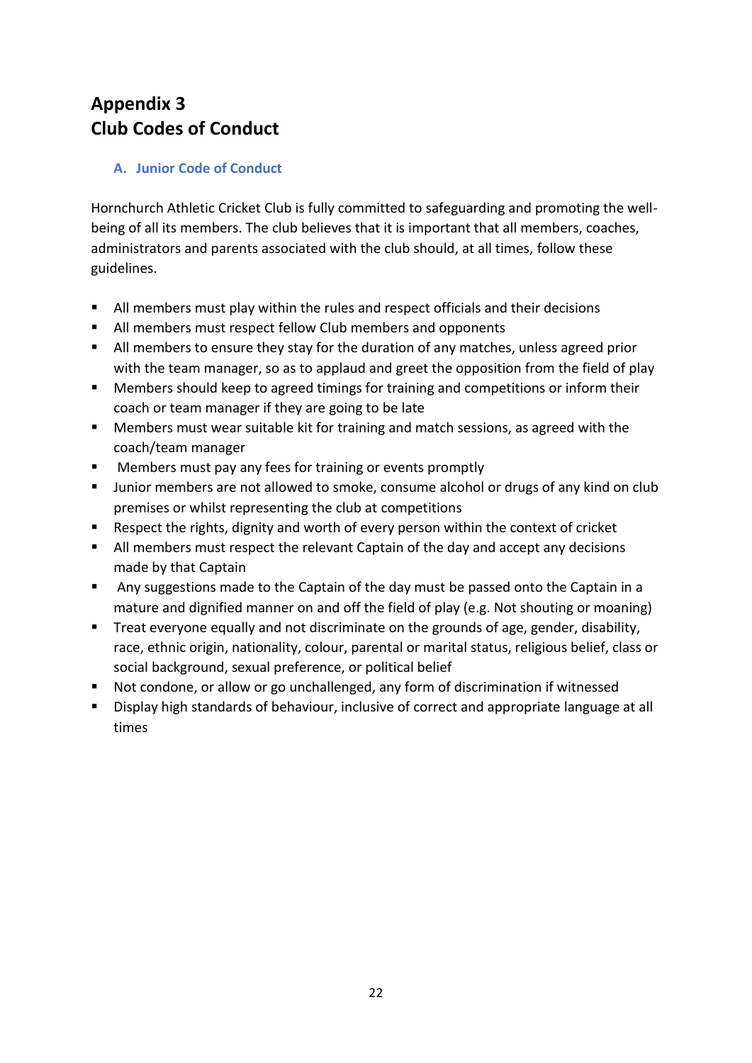# Appendix 3
# Club Codes of Conduct

### A. Junior Code of Conduct

Hornchurch Athletic Cricket Club is fully committed to safeguarding and promoting the well-being of all its members. The club believes that it is important that all members, coaches, administrators and parents associated with the club should, at all times, follow these guidelines.

- All members must play within the rules and respect officials and their decisions
- All members must respect fellow Club members and opponents
- All members to ensure they stay for the duration of any matches, unless agreed prior with the team manager, so as to applaud and greet the opposition from the field of play
- Members should keep to agreed timings for training and competitions or inform their coach or team manager if they are going to be late
- Members must wear suitable kit for training and match sessions, as agreed with the coach/team manager
- Members must pay any fees for training or events promptly
- Junior members are not allowed to smoke, consume alcohol or drugs of any kind on club premises or whilst representing the club at competitions
- Respect the rights, dignity and worth of every person within the context of cricket
- All members must respect the relevant Captain of the day and accept any decisions made by that Captain
- Any suggestions made to the Captain of the day must be passed onto the Captain in a mature and dignified manner on and off the field of play (e.g. Not shouting or moaning)
- Treat everyone equally and not discriminate on the grounds of age, gender, disability, race, ethnic origin, nationality, colour, parental or marital status, religious belief, class or social background, sexual preference, or political belief
- Not condone, or allow or go unchallenged, any form of discrimination if witnessed
- Display high standards of behaviour, inclusive of correct and appropriate language at all times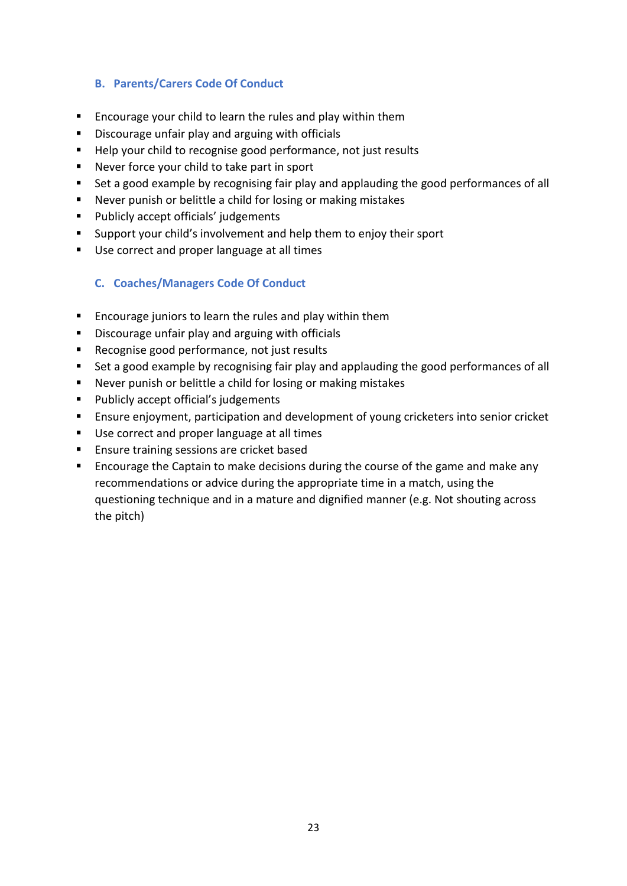### B. Parents/Carers Code Of Conduct

- Encourage your child to learn the rules and play within them
- Discourage unfair play and arguing with officials
- Help your child to recognise good performance, not just results
- Never force your child to take part in sport
- Set a good example by recognising fair play and applauding the good performances of all
- Never punish or belittle a child for losing or making mistakes
- Publicly accept officials' judgements
- Support your child's involvement and help them to enjoy their sport
- Use correct and proper language at all times

### C. Coaches/Managers Code Of Conduct

- Encourage juniors to learn the rules and play within them
- Discourage unfair play and arguing with officials
- Recognise good performance, not just results
- Set a good example by recognising fair play and applauding the good performances of all
- Never punish or belittle a child for losing or making mistakes
- Publicly accept official's judgements
- Ensure enjoyment, participation and development of young cricketers into senior cricket
- Use correct and proper language at all times
- Ensure training sessions are cricket based
- Encourage the Captain to make decisions during the course of the game and make any recommendations or advice during the appropriate time in a match, using the questioning technique and in a mature and dignified manner (e.g. Not shouting across the pitch)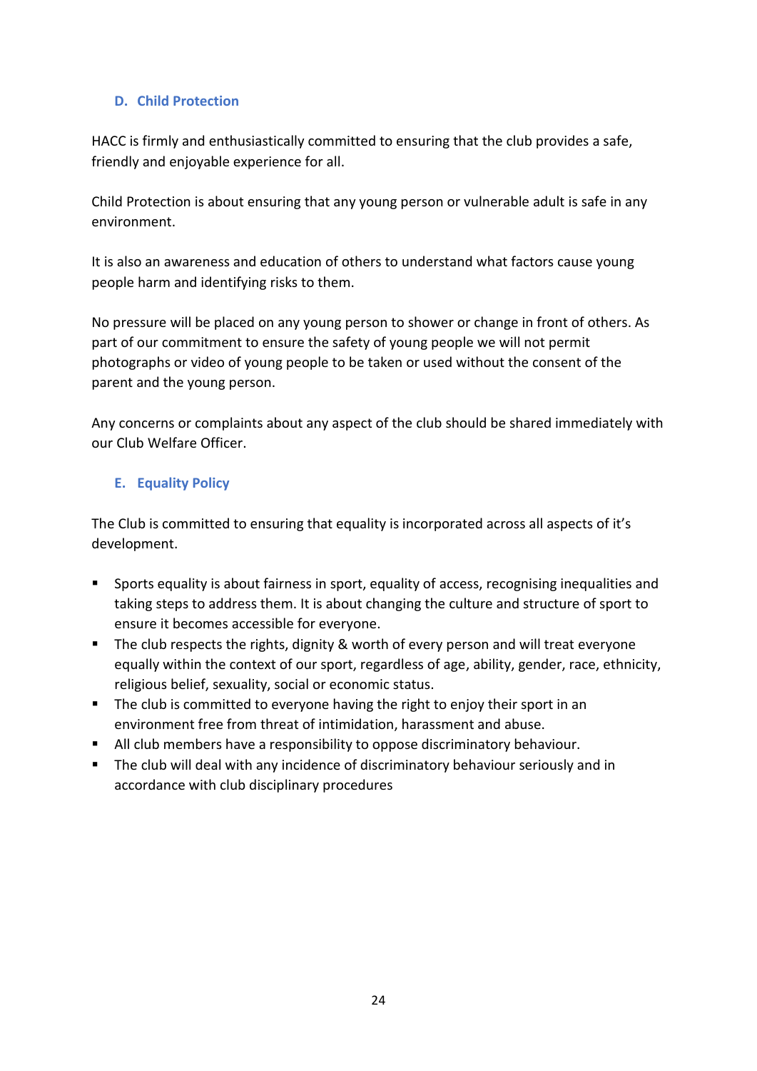## D. Child Protection

HACC is firmly and enthusiastically committed to ensuring that the club provides a safe, friendly and enjoyable experience for all.

Child Protection is about ensuring that any young person or vulnerable adult is safe in any environment.

It is also an awareness and education of others to understand what factors cause young people harm and identifying risks to them.

No pressure will be placed on any young person to shower or change in front of others. As part of our commitment to ensure the safety of young people we will not permit photographs or video of young people to be taken or used without the consent of the parent and the young person.

Any concerns or complaints about any aspect of the club should be shared immediately with our Club Welfare Officer.

## E. Equality Policy

The Club is committed to ensuring that equality is incorporated across all aspects of it's development.

- Sports equality is about fairness in sport, equality of access, recognising inequalities and taking steps to address them. It is about changing the culture and structure of sport to ensure it becomes accessible for everyone.
- The club respects the rights, dignity & worth of every person and will treat everyone equally within the context of our sport, regardless of age, ability, gender, race, ethnicity, religious belief, sexuality, social or economic status.
- The club is committed to everyone having the right to enjoy their sport in an environment free from threat of intimidation, harassment and abuse.
- All club members have a responsibility to oppose discriminatory behaviour.
- The club will deal with any incidence of discriminatory behaviour seriously and in accordance with club disciplinary procedures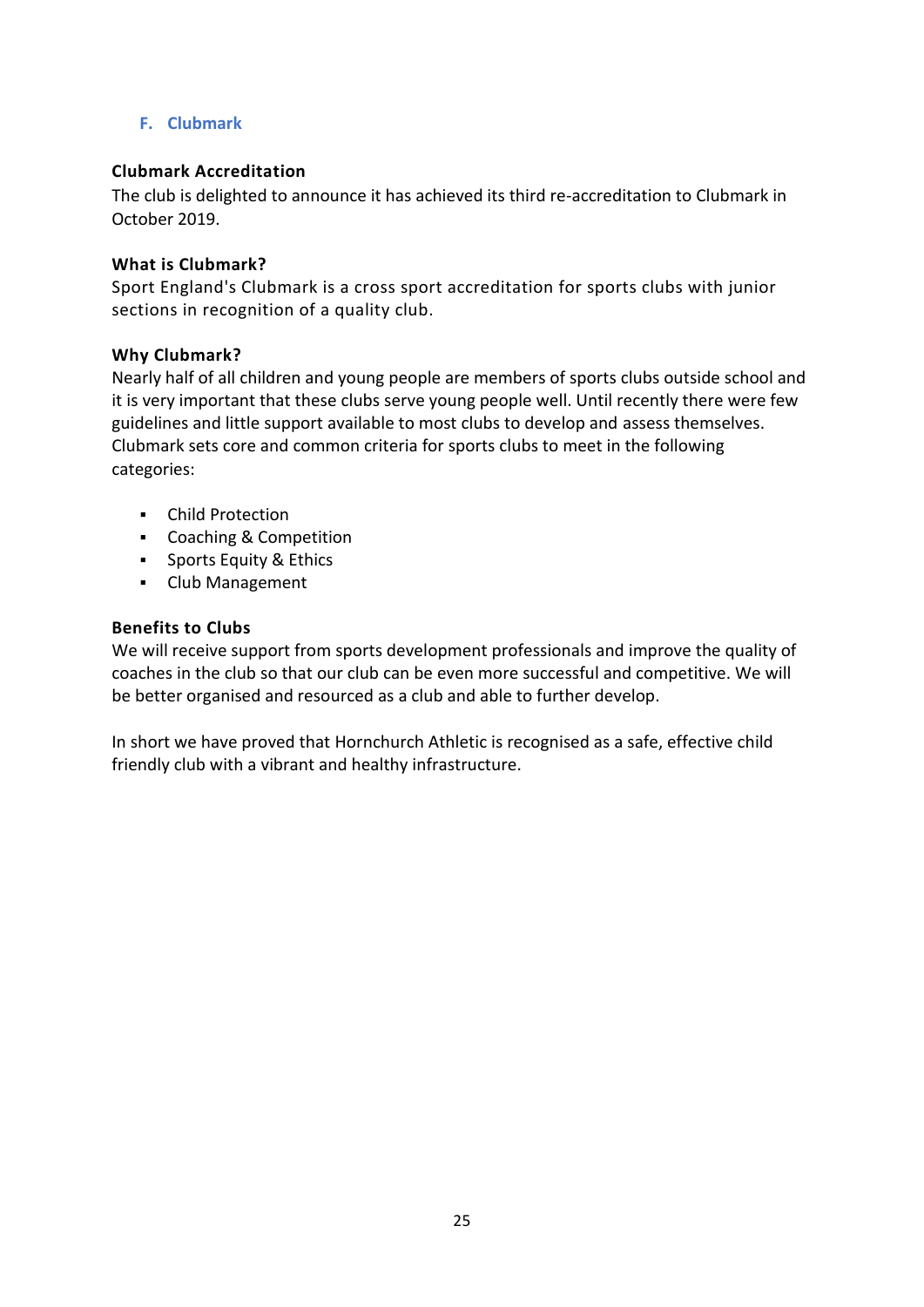## F. Clubmark

**Clubmark Accreditation**

The club is delighted to announce it has achieved its third re-accreditation to Clubmark in October 2019.

**What is Clubmark?**

Sport England's Clubmark is a cross sport accreditation for sports clubs with junior sections in recognition of a quality club.

**Why Clubmark?**

Nearly half of all children and young people are members of sports clubs outside school and it is very important that these clubs serve young people well. Until recently there were few guidelines and little support available to most clubs to develop and assess themselves. Clubmark sets core and common criteria for sports clubs to meet in the following categories:

- Child Protection
- Coaching & Competition
- Sports Equity & Ethics
- Club Management

**Benefits to Clubs**

We will receive support from sports development professionals and improve the quality of coaches in the club so that our club can be even more successful and competitive. We will be better organised and resourced as a club and able to further develop.

In short we have proved that Hornchurch Athletic is recognised as a safe, effective child friendly club with a vibrant and healthy infrastructure.